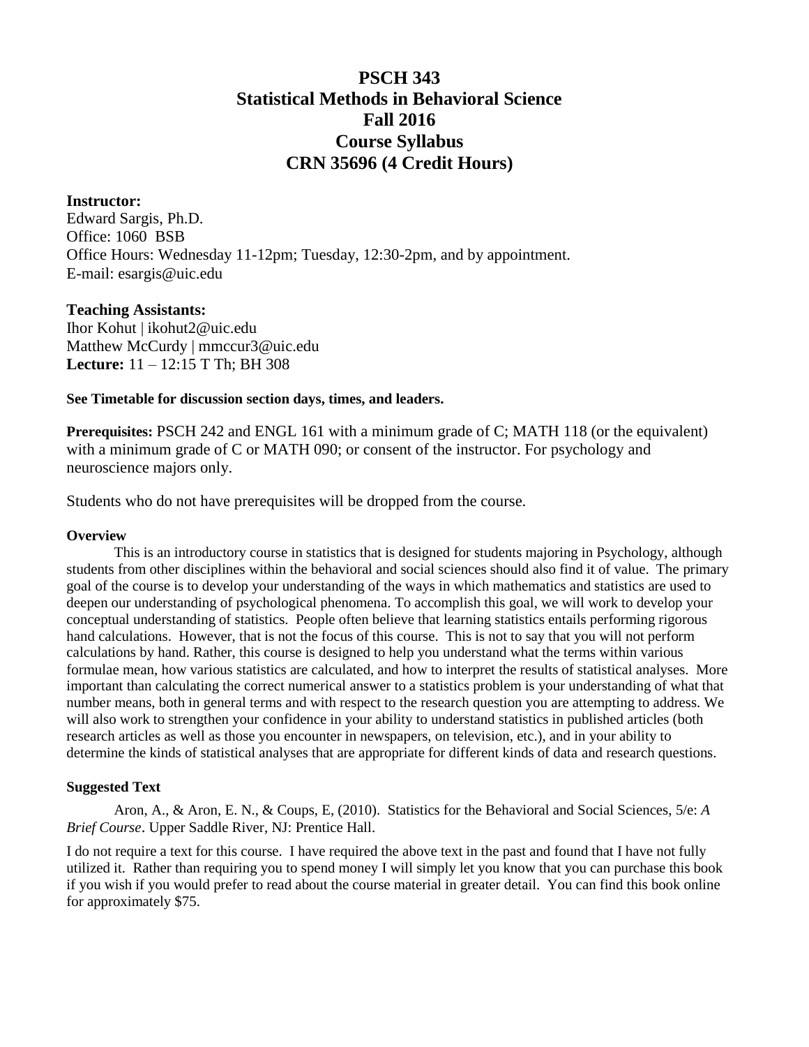# PSCH 343
# Statistical Methods in Behavioral Science
# Fall 2016
# Course Syllabus
# CRN 35696 (4 Credit Hours)

**Instructor:**
Edward Sargis, Ph.D.
Office: 1060 BSB
Office Hours: Wednesday 11-12pm; Tuesday, 12:30-2pm, and by appointment.
E-mail: esargis@uic.edu

**Teaching Assistants:**
Ihor Kohut | ikohut2@uic.edu
Matthew McCurdy | mmccur3@uic.edu
**Lecture:** 11 – 12:15 T Th; BH 308

**See Timetable for discussion section days, times, and leaders.**

**Prerequisites:** PSCH 242 and ENGL 161 with a minimum grade of C; MATH 118 (or the equivalent) with a minimum grade of C or MATH 090; or consent of the instructor. For psychology and neuroscience majors only.

Students who do not have prerequisites will be dropped from the course.

**Overview**

This is an introductory course in statistics that is designed for students majoring in Psychology, although students from other disciplines within the behavioral and social sciences should also find it of value. The primary goal of the course is to develop your understanding of the ways in which mathematics and statistics are used to deepen our understanding of psychological phenomena. To accomplish this goal, we will work to develop your conceptual understanding of statistics. People often believe that learning statistics entails performing rigorous hand calculations. However, that is not the focus of this course. This is not to say that you will not perform calculations by hand. Rather, this course is designed to help you understand what the terms within various formulae mean, how various statistics are calculated, and how to interpret the results of statistical analyses. More important than calculating the correct numerical answer to a statistics problem is your understanding of what that number means, both in general terms and with respect to the research question you are attempting to address. We will also work to strengthen your confidence in your ability to understand statistics in published articles (both research articles as well as those you encounter in newspapers, on television, etc.), and in your ability to determine the kinds of statistical analyses that are appropriate for different kinds of data and research questions.

**Suggested Text**

Aron, A., & Aron, E. N., & Coups, E, (2010). Statistics for the Behavioral and Social Sciences, 5/e: *A Brief Course*. Upper Saddle River, NJ: Prentice Hall.

I do not require a text for this course. I have required the above text in the past and found that I have not fully utilized it. Rather than requiring you to spend money I will simply let you know that you can purchase this book if you wish if you would prefer to read about the course material in greater detail. You can find this book online for approximately $75.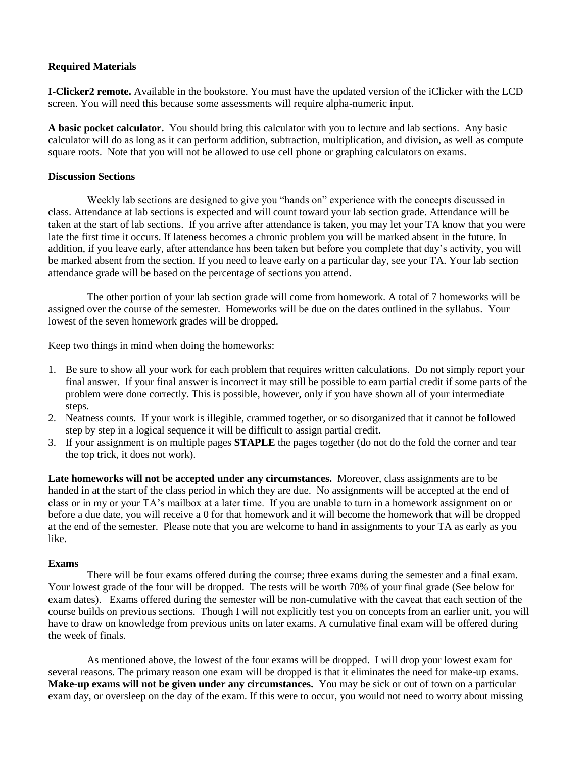**Required Materials**

**I-Clicker2 remote.** Available in the bookstore. You must have the updated version of the iClicker with the LCD screen. You will need this because some assessments will require alpha-numeric input.

**A basic pocket calculator.** You should bring this calculator with you to lecture and lab sections. Any basic calculator will do as long as it can perform addition, subtraction, multiplication, and division, as well as compute square roots. Note that you will not be allowed to use cell phone or graphing calculators on exams.

**Discussion Sections**

Weekly lab sections are designed to give you "hands on" experience with the concepts discussed in class. Attendance at lab sections is expected and will count toward your lab section grade. Attendance will be taken at the start of lab sections. If you arrive after attendance is taken, you may let your TA know that you were late the first time it occurs. If lateness becomes a chronic problem you will be marked absent in the future. In addition, if you leave early, after attendance has been taken but before you complete that day's activity, you will be marked absent from the section. If you need to leave early on a particular day, see your TA. Your lab section attendance grade will be based on the percentage of sections you attend.

The other portion of your lab section grade will come from homework. A total of 7 homeworks will be assigned over the course of the semester. Homeworks will be due on the dates outlined in the syllabus. Your lowest of the seven homework grades will be dropped.

Keep two things in mind when doing the homeworks:

1. Be sure to show all your work for each problem that requires written calculations. Do not simply report your final answer. If your final answer is incorrect it may still be possible to earn partial credit if some parts of the problem were done correctly. This is possible, however, only if you have shown all of your intermediate steps.
2. Neatness counts. If your work is illegible, crammed together, or so disorganized that it cannot be followed step by step in a logical sequence it will be difficult to assign partial credit.
3. If your assignment is on multiple pages **STAPLE** the pages together (do not do the fold the corner and tear the top trick, it does not work).

**Late homeworks will not be accepted under any circumstances.** Moreover, class assignments are to be handed in at the start of the class period in which they are due. No assignments will be accepted at the end of class or in my or your TA's mailbox at a later time. If you are unable to turn in a homework assignment on or before a due date, you will receive a 0 for that homework and it will become the homework that will be dropped at the end of the semester. Please note that you are welcome to hand in assignments to your TA as early as you like.

**Exams**

There will be four exams offered during the course; three exams during the semester and a final exam. Your lowest grade of the four will be dropped. The tests will be worth 70% of your final grade (See below for exam dates). Exams offered during the semester will be non-cumulative with the caveat that each section of the course builds on previous sections. Though I will not explicitly test you on concepts from an earlier unit, you will have to draw on knowledge from previous units on later exams. A cumulative final exam will be offered during the week of finals.

As mentioned above, the lowest of the four exams will be dropped. I will drop your lowest exam for several reasons. The primary reason one exam will be dropped is that it eliminates the need for make-up exams. **Make-up exams will not be given under any circumstances.** You may be sick or out of town on a particular exam day, or oversleep on the day of the exam. If this were to occur, you would not need to worry about missing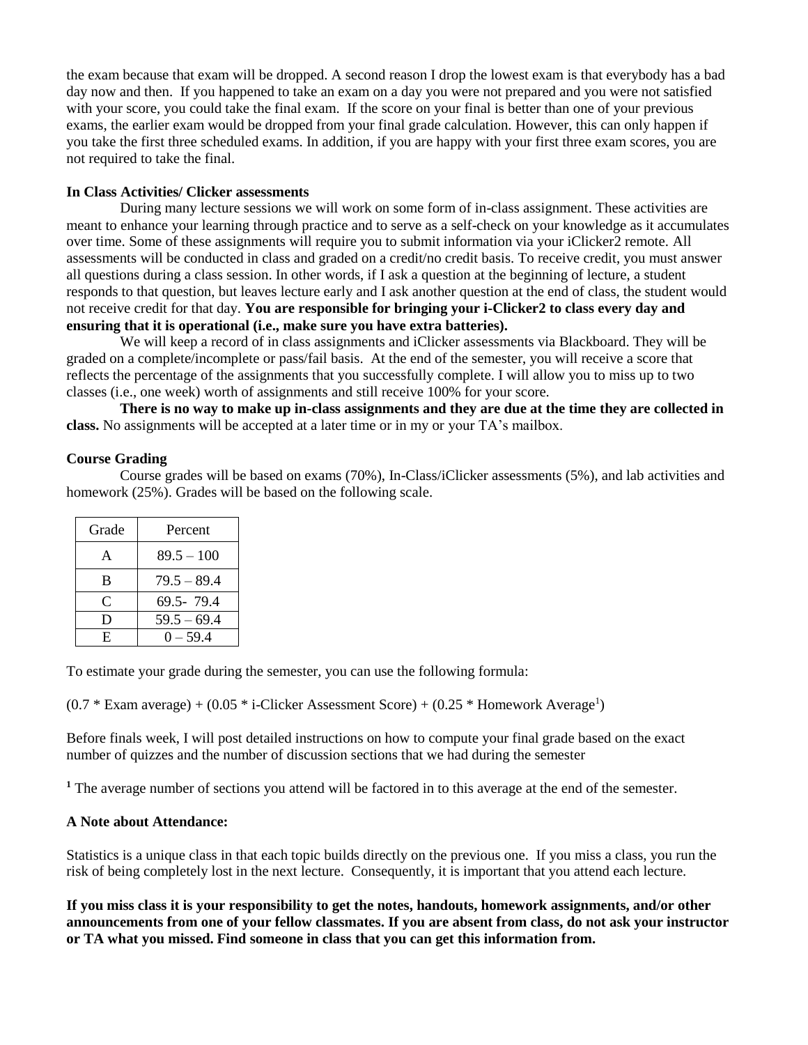the exam because that exam will be dropped. A second reason I drop the lowest exam is that everybody has a bad day now and then. If you happened to take an exam on a day you were not prepared and you were not satisfied with your score, you could take the final exam. If the score on your final is better than one of your previous exams, the earlier exam would be dropped from your final grade calculation. However, this can only happen if you take the first three scheduled exams. In addition, if you are happy with your first three exam scores, you are not required to take the final.

**In Class Activities/ Clicker assessments**

During many lecture sessions we will work on some form of in-class assignment. These activities are meant to enhance your learning through practice and to serve as a self-check on your knowledge as it accumulates over time. Some of these assignments will require you to submit information via your iClicker2 remote. All assessments will be conducted in class and graded on a credit/no credit basis. To receive credit, you must answer all questions during a class session. In other words, if I ask a question at the beginning of lecture, a student responds to that question, but leaves lecture early and I ask another question at the end of class, the student would not receive credit for that day. **You are responsible for bringing your i-Clicker2 to class every day and ensuring that it is operational (i.e., make sure you have extra batteries).**

We will keep a record of in class assignments and iClicker assessments via Blackboard. They will be graded on a complete/incomplete or pass/fail basis. At the end of the semester, you will receive a score that reflects the percentage of the assignments that you successfully complete. I will allow you to miss up to two classes (i.e., one week) worth of assignments and still receive 100% for your score.

**There is no way to make up in-class assignments and they are due at the time they are collected in class.** No assignments will be accepted at a later time or in my or your TA's mailbox.

**Course Grading**

Course grades will be based on exams (70%), In-Class/iClicker assessments (5%), and lab activities and homework (25%). Grades will be based on the following scale.

| Grade | Percent |
|---|---|
| A | 89.5 – 100 |
| B | 79.5 – 89.4 |
| C | 69.5- 79.4 |
| D | 59.5 – 69.4 |
| E | 0 – 59.4 |

To estimate your grade during the semester, you can use the following formula:

(0.7 * Exam average) + (0.05 * i-Clicker Assessment Score) + (0.25 * Homework Average[1])

Before finals week, I will post detailed instructions on how to compute your final grade based on the exact number of quizzes and the number of discussion sections that we had during the semester

[1] The average number of sections you attend will be factored in to this average at the end of the semester.

**A Note about Attendance:**

Statistics is a unique class in that each topic builds directly on the previous one. If you miss a class, you run the risk of being completely lost in the next lecture. Consequently, it is important that you attend each lecture.

**If you miss class it is your responsibility to get the notes, handouts, homework assignments, and/or other announcements from one of your fellow classmates. If you are absent from class, do not ask your instructor or TA what you missed. Find someone in class that you can get this information from.**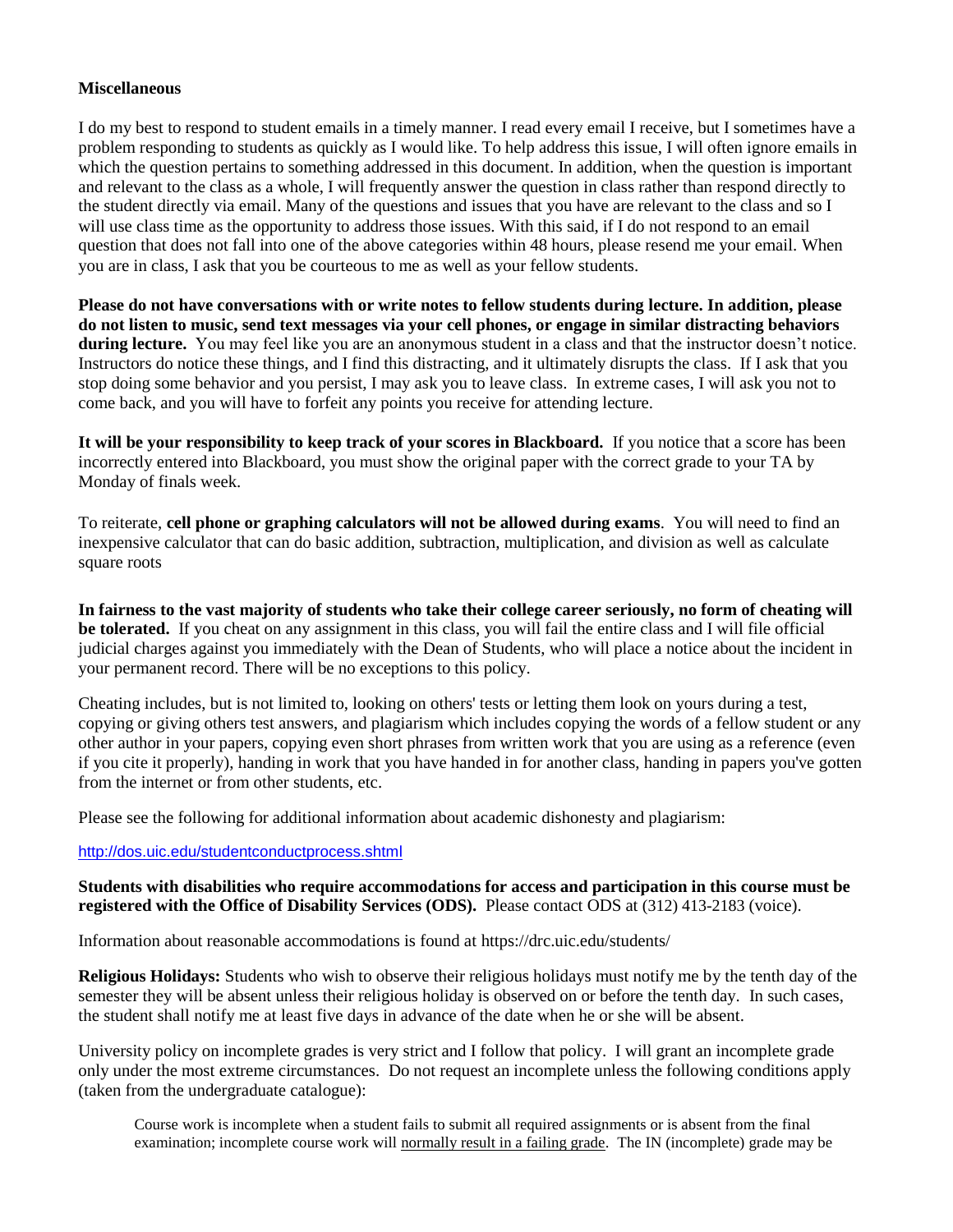**Miscellaneous**

I do my best to respond to student emails in a timely manner. I read every email I receive, but I sometimes have a problem responding to students as quickly as I would like. To help address this issue, I will often ignore emails in which the question pertains to something addressed in this document. In addition, when the question is important and relevant to the class as a whole, I will frequently answer the question in class rather than respond directly to the student directly via email. Many of the questions and issues that you have are relevant to the class and so I will use class time as the opportunity to address those issues. With this said, if I do not respond to an email question that does not fall into one of the above categories within 48 hours, please resend me your email. When you are in class, I ask that you be courteous to me as well as your fellow students.

**Please do not have conversations with or write notes to fellow students during lecture. In addition, please do not listen to music, send text messages via your cell phones, or engage in similar distracting behaviors during lecture.** You may feel like you are an anonymous student in a class and that the instructor doesn't notice. Instructors do notice these things, and I find this distracting, and it ultimately disrupts the class. If I ask that you stop doing some behavior and you persist, I may ask you to leave class. In extreme cases, I will ask you not to come back, and you will have to forfeit any points you receive for attending lecture.

**It will be your responsibility to keep track of your scores in Blackboard.** If you notice that a score has been incorrectly entered into Blackboard, you must show the original paper with the correct grade to your TA by Monday of finals week.

To reiterate, **cell phone or graphing calculators will not be allowed during exams**. You will need to find an inexpensive calculator that can do basic addition, subtraction, multiplication, and division as well as calculate square roots

**In fairness to the vast majority of students who take their college career seriously, no form of cheating will be tolerated.** If you cheat on any assignment in this class, you will fail the entire class and I will file official judicial charges against you immediately with the Dean of Students, who will place a notice about the incident in your permanent record. There will be no exceptions to this policy.

Cheating includes, but is not limited to, looking on others' tests or letting them look on yours during a test, copying or giving others test answers, and plagiarism which includes copying the words of a fellow student or any other author in your papers, copying even short phrases from written work that you are using as a reference (even if you cite it properly), handing in work that you have handed in for another class, handing in papers you've gotten from the internet or from other students, etc.

Please see the following for additional information about academic dishonesty and plagiarism:

http://dos.uic.edu/studentconductprocess.shtml

**Students with disabilities who require accommodations for access and participation in this course must be registered with the Office of Disability Services (ODS).** Please contact ODS at (312) 413-2183 (voice).

Information about reasonable accommodations is found at https://drc.uic.edu/students/

**Religious Holidays:** Students who wish to observe their religious holidays must notify me by the tenth day of the semester they will be absent unless their religious holiday is observed on or before the tenth day. In such cases, the student shall notify me at least five days in advance of the date when he or she will be absent.

University policy on incomplete grades is very strict and I follow that policy. I will grant an incomplete grade only under the most extreme circumstances. Do not request an incomplete unless the following conditions apply (taken from the undergraduate catalogue):

> Course work is incomplete when a student fails to submit all required assignments or is absent from the final examination; incomplete course work will normally result in a failing grade. The IN (incomplete) grade may be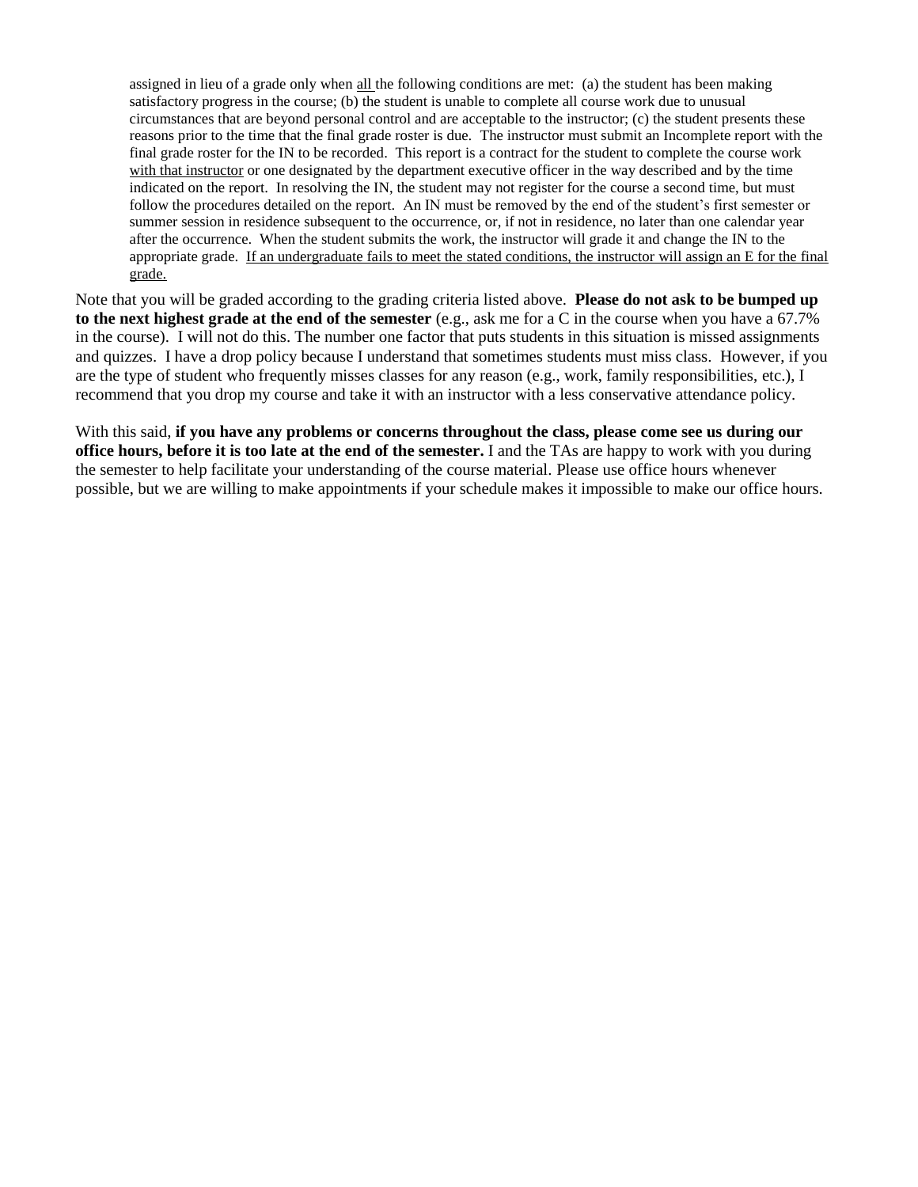assigned in lieu of a grade only when all the following conditions are met: (a) the student has been making satisfactory progress in the course; (b) the student is unable to complete all course work due to unusual circumstances that are beyond personal control and are acceptable to the instructor; (c) the student presents these reasons prior to the time that the final grade roster is due. The instructor must submit an Incomplete report with the final grade roster for the IN to be recorded. This report is a contract for the student to complete the course work with that instructor or one designated by the department executive officer in the way described and by the time indicated on the report. In resolving the IN, the student may not register for the course a second time, but must follow the procedures detailed on the report. An IN must be removed by the end of the student's first semester or summer session in residence subsequent to the occurrence, or, if not in residence, no later than one calendar year after the occurrence. When the student submits the work, the instructor will grade it and change the IN to the appropriate grade. If an undergraduate fails to meet the stated conditions, the instructor will assign an E for the final grade.

Note that you will be graded according to the grading criteria listed above. **Please do not ask to be bumped up to the next highest grade at the end of the semester** (e.g., ask me for a C in the course when you have a 67.7% in the course). I will not do this. The number one factor that puts students in this situation is missed assignments and quizzes. I have a drop policy because I understand that sometimes students must miss class. However, if you are the type of student who frequently misses classes for any reason (e.g., work, family responsibilities, etc.), I recommend that you drop my course and take it with an instructor with a less conservative attendance policy.

With this said, **if you have any problems or concerns throughout the class, please come see us during our office hours, before it is too late at the end of the semester.** I and the TAs are happy to work with you during the semester to help facilitate your understanding of the course material. Please use office hours whenever possible, but we are willing to make appointments if your schedule makes it impossible to make our office hours.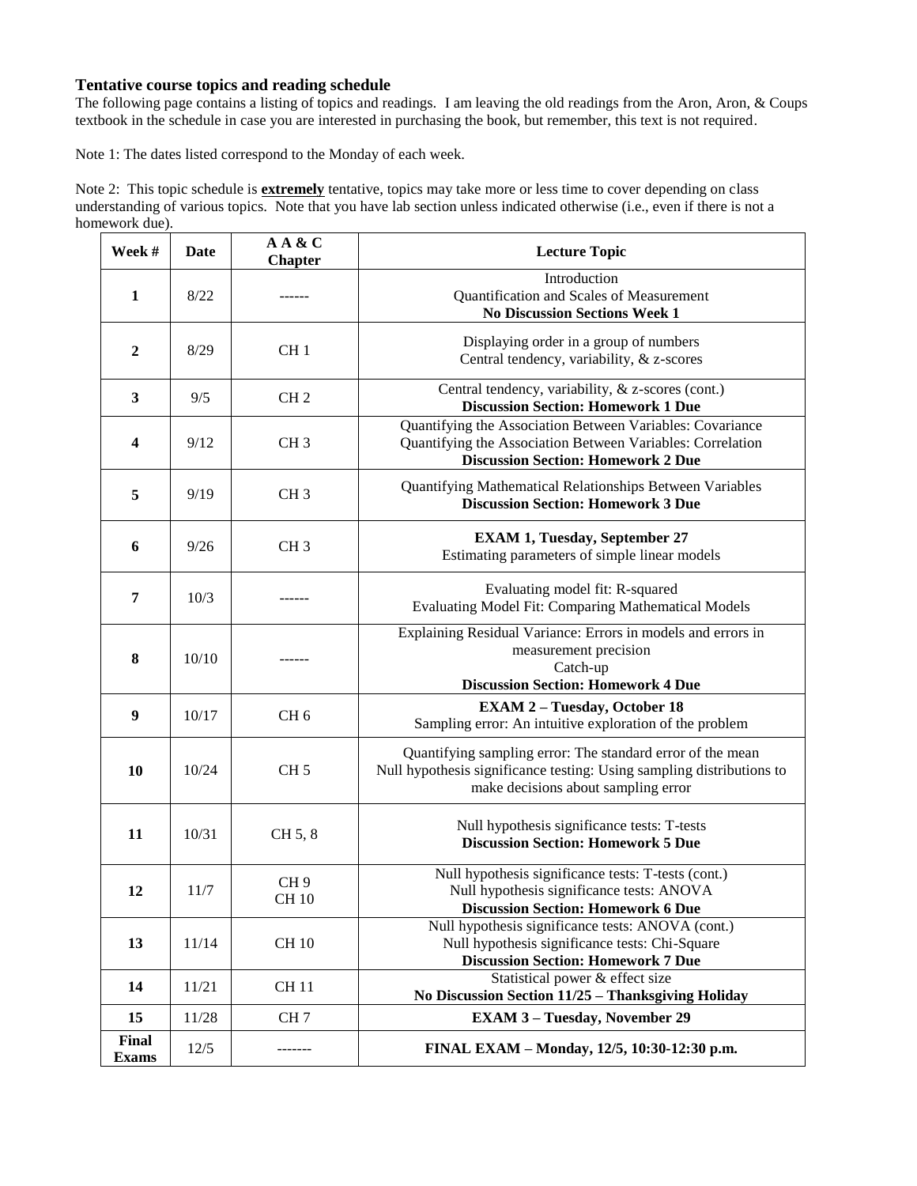### Tentative course topics and reading schedule

The following page contains a listing of topics and readings. I am leaving the old readings from the Aron, Aron, & Coups textbook in the schedule in case you are interested in purchasing the book, but remember, this text is not required.

Note 1: The dates listed correspond to the Monday of each week.

Note 2: This topic schedule is **extremely** tentative, topics may take more or less time to cover depending on class understanding of various topics. Note that you have lab section unless indicated otherwise (i.e., even if there is not a homework due).

| Week # | Date | A A & C Chapter | Lecture Topic |
|---|---|---|---|
| 1 | 8/22 | ------ | Introduction<br>Quantification and Scales of Measurement<br>**No Discussion Sections Week 1** |
| 2 | 8/29 | CH 1 | Displaying order in a group of numbers<br>Central tendency, variability, & z-scores |
| 3 | 9/5 | CH 2 | Central tendency, variability, & z-scores (cont.)<br>**Discussion Section: Homework 1 Due** |
| 4 | 9/12 | CH 3 | Quantifying the Association Between Variables: Covariance<br>Quantifying the Association Between Variables: Correlation<br>**Discussion Section: Homework 2 Due** |
| 5 | 9/19 | CH 3 | Quantifying Mathematical Relationships Between Variables<br>**Discussion Section: Homework 3 Due** |
| 6 | 9/26 | CH 3 | **EXAM 1, Tuesday, September 27**<br>Estimating parameters of simple linear models |
| 7 | 10/3 | ------ | Evaluating model fit: R-squared<br>Evaluating Model Fit: Comparing Mathematical Models |
| 8 | 10/10 | ------ | Explaining Residual Variance: Errors in models and errors in measurement precision<br>Catch-up<br>**Discussion Section: Homework 4 Due** |
| 9 | 10/17 | CH 6 | **EXAM 2 – Tuesday, October 18**<br>Sampling error: An intuitive exploration of the problem |
| 10 | 10/24 | CH 5 | Quantifying sampling error: The standard error of the mean<br>Null hypothesis significance testing: Using sampling distributions to make decisions about sampling error |
| 11 | 10/31 | CH 5, 8 | Null hypothesis significance tests: T-tests<br>**Discussion Section: Homework 5 Due** |
| 12 | 11/7 | CH 9<br>CH 10 | Null hypothesis significance tests: T-tests (cont.)<br>Null hypothesis significance tests: ANOVA<br>**Discussion Section: Homework 6 Due** |
| 13 | 11/14 | CH 10 | Null hypothesis significance tests: ANOVA (cont.)<br>Null hypothesis significance tests: Chi-Square<br>**Discussion Section: Homework 7 Due** |
| 14 | 11/21 | CH 11 | Statistical power & effect size<br>**No Discussion Section 11/25 – Thanksgiving Holiday** |
| 15 | 11/28 | CH 7 | **EXAM 3 – Tuesday, November 29** |
| **Final Exams** | 12/5 | ------- | **FINAL EXAM – Monday, 12/5, 10:30-12:30 p.m.** |